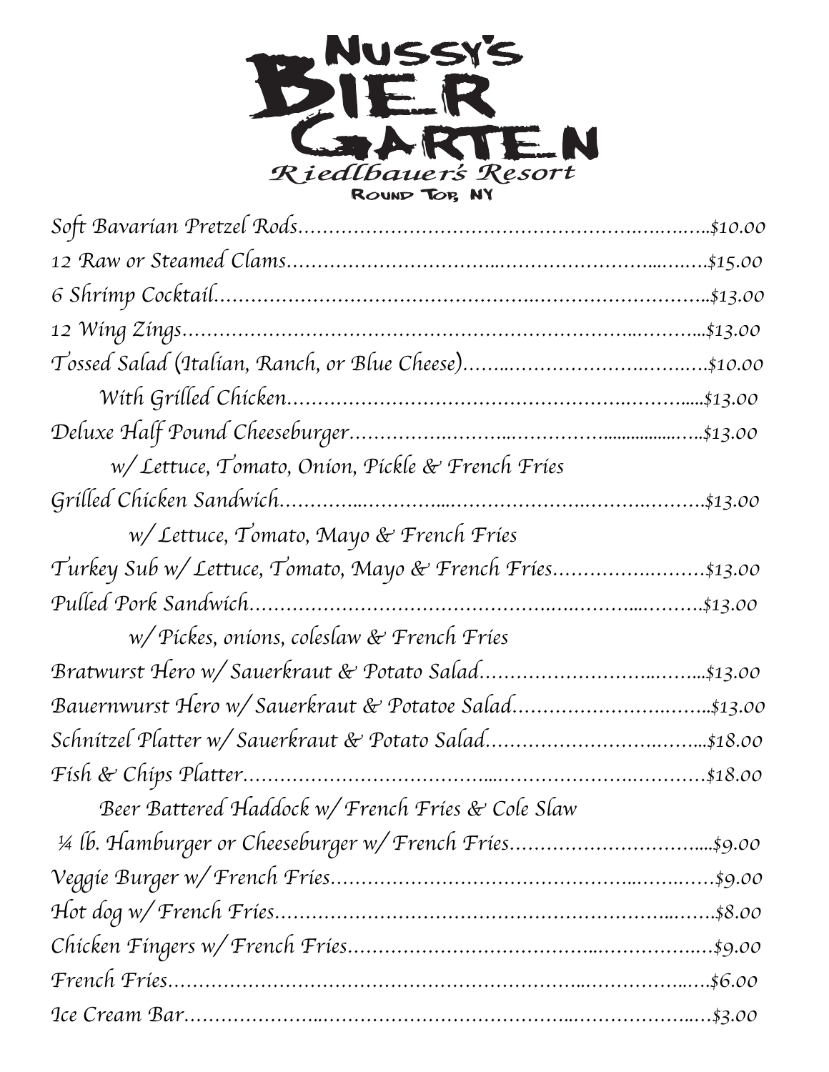# Nussy's Bier Garten

*Riedlbauer's Resort*

Round Top, NY

*Soft Bavarian Pretzel Rods……………………………………………………$10.00*

*12 Raw or Steamed Clams……………………………………………………$15.00*

*6 Shrimp Cocktail……………………………………………………………$13.00*

*12 Wing Zings………………………………………………………………$13.00*

*Tossed Salad (Italian, Ranch, or Blue Cheese)………………………………$10.00*

*With Grilled Chicken…………………………………………………………$13.00*

*Deluxe Half Pound Cheeseburger………………………………………………$13.00*

*w/ Lettuce, Tomato, Onion, Pickle & French Fries*

*Grilled Chicken Sandwich………………………………………………………$13.00*

*w/ Lettuce, Tomato, Mayo & French Fries*

*Turkey Sub w/ Lettuce, Tomato, Mayo & French Fries…………………………$13.00*

*Pulled Pork Sandwich…………………………………………………………$13.00*

*w/ Pickes, onions, coleslaw & French Fries*

*Bratwurst Hero w/ Sauerkraut & Potato Salad…………………………………$13.00*

*Bauernwurst Hero w/ Sauerkraut & Potatoe Salad………………………………$13.00*

*Schnitzel Platter w/ Sauerkraut & Potato Salad…………………………………$18.00*

*Fish & Chips Platter……………………………………………………………$18.00*

*Beer Battered Haddock w/ French Fries & Cole Slaw*

*¼ lb. Hamburger or Cheeseburger w/ French Fries………………………………$9.00*

*Veggie Burger w/ French Fries…………………………………………………$9.00*

*Hot dog w/ French Fries…………………………………………………………$8.00*

*Chicken Fingers w/ French Fries………………………………………………$9.00*

*French Fries……………………………………………………………………$6.00*

*Ice Cream Bar…………………………………………………………………$3.00*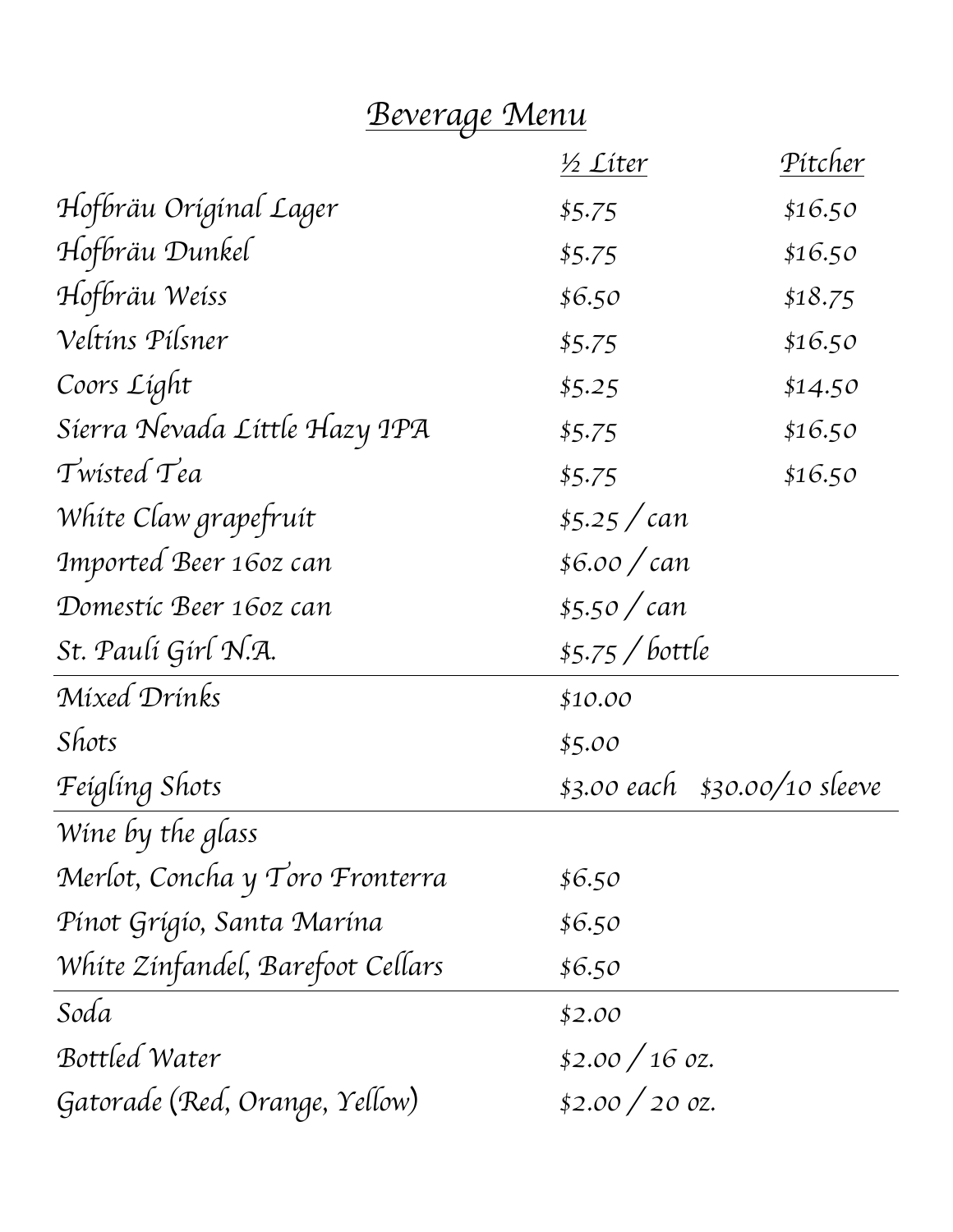# Beverage Menu

| | ½ Liter | Pitcher |
|---|---|---|
| Hofbräu Original Lager | $5.75 | $16.50 |
| Hofbräu Dunkel | $5.75 | $16.50 |
| Hofbräu Weiss | $6.50 | $18.75 |
| Veltins Pilsner | $5.75 | $16.50 |
| Coors Light | $5.25 | $14.50 |
| Sierra Nevada Little Hazy IPA | $5.75 | $16.50 |
| Twisted Tea | $5.75 | $16.50 |
| White Claw grapefruit | $5.25 / can | |
| Imported Beer 16oz can | $6.00 / can | |
| Domestic Beer 16oz can | $5.50 / can | |
| St. Pauli Girl N.A. | $5.75 / bottle | |

| | | |
|---|---|---|
| Mixed Drinks | $10.00 | |
| Shots | $5.00 | |
| Feigling Shots | $3.00 each | $30.00/10 sleeve |

| | |
|---|---|
| Wine by the glass | |
| Merlot, Concha y Toro Fronterra | $6.50 |
| Pinot Grigio, Santa Marina | $6.50 |
| White Zinfandel, Barefoot Cellars | $6.50 |

| | |
|---|---|
| Soda | $2.00 |
| Bottled Water | $2.00 / 16 oz. |
| Gatorade (Red, Orange, Yellow) | $2.00 / 20 oz. |